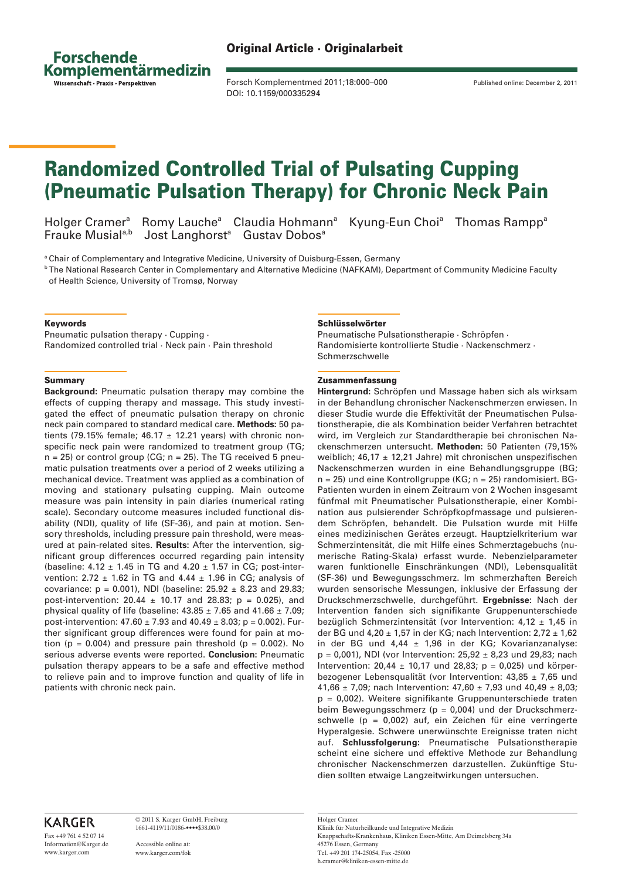Original Article · Originalarbeit

# Randomized Controlled Trial of Pulsating Cupping (Pneumatic Pulsation Therapy) for Chronic Neck Pain

Holger Cramer[a] Romy Lauche[a] Claudia Hohmann[a] Kyung-Eun Choi[a] Thomas Rampp[a] Frauke Musial[a,b] Jost Langhorst[a] Gustav Dobos[a]

[a] Chair of Complementary and Integrative Medicine, University of Duisburg-Essen, Germany
[b] The National Research Center in Complementary and Alternative Medicine (NAFKAM), Department of Community Medicine Faculty of Health Science, University of Tromsø, Norway

### Keywords

Pneumatic pulsation therapy · Cupping · Randomized controlled trial · Neck pain · Pain threshold

### Summary

**Background:** Pneumatic pulsation therapy may combine the effects of cupping therapy and massage. This study investigated the effect of pneumatic pulsation therapy on chronic neck pain compared to standard medical care. **Methods:** 50 patients (79.15% female; 46.17 ± 12.21 years) with chronic nonspecific neck pain were randomized to treatment group (TG; n = 25) or control group (CG; n = 25). The TG received 5 pneumatic pulsation treatments over a period of 2 weeks utilizing a mechanical device. Treatment was applied as a combination of moving and stationary pulsating cupping. Main outcome measure was pain intensity in pain diaries (numerical rating scale). Secondary outcome measures included functional disability (NDI), quality of life (SF-36), and pain at motion. Sensory thresholds, including pressure pain threshold, were measured at pain-related sites. **Results:** After the intervention, significant group differences occurred regarding pain intensity (baseline: 4.12 ± 1.45 in TG and 4.20 ± 1.57 in CG; post-intervention: 2.72 ± 1.62 in TG and 4.44 ± 1.96 in CG; analysis of covariance: p = 0.001), NDI (baseline: 25.92 ± 8.23 and 29.83; post-intervention: 20.44 ± 10.17 and 28.83; p = 0.025), and physical quality of life (baseline: 43.85 ± 7.65 and 41.66 ± 7.09; post-intervention: 47.60 ± 7.93 and 40.49 ± 8.03; p = 0.002). Further significant group differences were found for pain at motion (p = 0.004) and pressure pain threshold (p = 0.002). No serious adverse events were reported. **Conclusion:** Pneumatic pulsation therapy appears to be a safe and effective method to relieve pain and to improve function and quality of life in patients with chronic neck pain.

### Schlüsselwörter

Pneumatische Pulsationstherapie · Schröpfen · Randomisierte kontrollierte Studie · Nackenschmerz · Schmerzschwelle

### Zusammenfassung

**Hintergrund:** Schröpfen und Massage haben sich als wirksam in der Behandlung chronischer Nackenschmerzen erwiesen. In dieser Studie wurde die Effektivität der Pneumatischen Pulsationstherapie, die als Kombination beider Verfahren betrachtet wird, im Vergleich zur Standardtherapie bei chronischen Nackenschmerzen untersucht. **Methoden:** 50 Patienten (79,15% weiblich; 46,17 ± 12,21 Jahre) mit chronischen unspezifischen Nackenschmerzen wurden in eine Behandlungsgruppe (BG; n = 25) und eine Kontrollgruppe (KG; n = 25) randomisiert. BG-Patienten wurden in einem Zeitraum von 2 Wochen insgesamt fünfmal mit Pneumatischer Pulsationstherapie, einer Kombination aus pulsierender Schröpfkopfmassage und pulsierendem Schröpfen, behandelt. Die Pulsation wurde mit Hilfe eines medizinischen Gerätes erzeugt. Hauptzielkriterium war Schmerzintensität, die mit Hilfe eines Schmerztagebuchs (numerische Rating-Skala) erfasst wurde. Nebenzielparameter waren funktionelle Einschränkungen (NDI), Lebensqualität (SF-36) und Bewegungsschmerz. Im schmerzhaften Bereich wurden sensorische Messungen, inklusive der Erfassung der Druckschmerzschwelle, durchgeführt. **Ergebnisse:** Nach der Intervention fanden sich signifikante Gruppenunterschiede bezüglich Schmerzintensität (vor Intervention: 4,12 ± 1,45 in der BG und 4,20 ± 1,57 in der KG; nach Intervention: 2,72 ± 1,62 in der BG und 4,44 ± 1,96 in der KG; Kovarianzanalyse: p = 0,001), NDI (vor Intervention: 25,92 ± 8,23 und 29,83; nach Intervention: 20,44 ± 10,17 und 28,83; p = 0,025) und körperbezogener Lebensqualität (vor Intervention: 43,85 ± 7,65 und 41,66 ± 7,09; nach Intervention: 47,60 ± 7,93 und 40,49 ± 8,03; p = 0,002). Weitere signifikante Gruppenunterschiede traten beim Bewegungsschmerz (p = 0,004) und der Druckschmerzschwelle (p = 0,002) auf, ein Zeichen für eine verringerte Hyperalgesie. Schwere unerwünschte Ereignisse traten nicht auf. **Schlussfolgerung:** Pneumatische Pulsationstherapie scheint eine sichere und effektive Methode zur Behandlung chronischer Nackenschmerzen darzustellen. Zukünftige Studien sollten etwaige Langzeitwirkungen untersuchen.

Holger Cramer
Klinik für Naturheilkunde und Integrative Medizin
Knappschafts-Krankenhaus, Kliniken Essen-Mitte, Am Deimelsberg 34a
45276 Essen, Germany
Tel. +49 201 174-25054, Fax -25000
h.cramer@kliniken-essen-mitte.de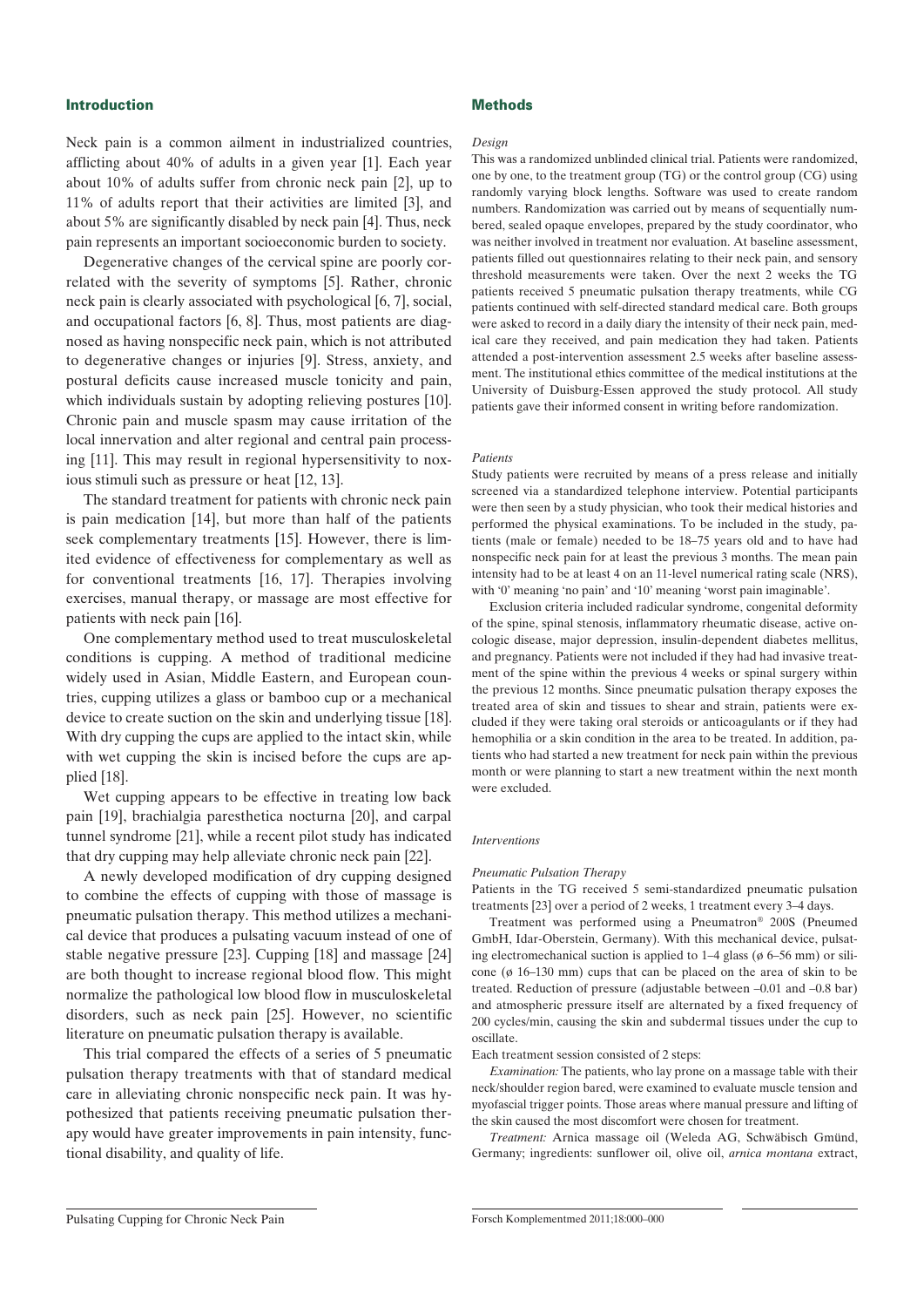## Introduction

Neck pain is a common ailment in industrialized countries, afflicting about 40% of adults in a given year [1]. Each year about 10% of adults suffer from chronic neck pain [2], up to 11% of adults report that their activities are limited [3], and about 5% are significantly disabled by neck pain [4]. Thus, neck pain represents an important socioeconomic burden to society.

Degenerative changes of the cervical spine are poorly correlated with the severity of symptoms [5]. Rather, chronic neck pain is clearly associated with psychological [6, 7], social, and occupational factors [6, 8]. Thus, most patients are diagnosed as having nonspecific neck pain, which is not attributed to degenerative changes or injuries [9]. Stress, anxiety, and postural deficits cause increased muscle tonicity and pain, which individuals sustain by adopting relieving postures [10]. Chronic pain and muscle spasm may cause irritation of the local innervation and alter regional and central pain processing [11]. This may result in regional hypersensitivity to noxious stimuli such as pressure or heat [12, 13].

The standard treatment for patients with chronic neck pain is pain medication [14], but more than half of the patients seek complementary treatments [15]. However, there is limited evidence of effectiveness for complementary as well as for conventional treatments [16, 17]. Therapies involving exercises, manual therapy, or massage are most effective for patients with neck pain [16].

One complementary method used to treat musculoskeletal conditions is cupping. A method of traditional medicine widely used in Asian, Middle Eastern, and European countries, cupping utilizes a glass or bamboo cup or a mechanical device to create suction on the skin and underlying tissue [18]. With dry cupping the cups are applied to the intact skin, while with wet cupping the skin is incised before the cups are applied [18].

Wet cupping appears to be effective in treating low back pain [19], brachialgia paresthetica nocturna [20], and carpal tunnel syndrome [21], while a recent pilot study has indicated that dry cupping may help alleviate chronic neck pain [22].

A newly developed modification of dry cupping designed to combine the effects of cupping with those of massage is pneumatic pulsation therapy. This method utilizes a mechanical device that produces a pulsating vacuum instead of one of stable negative pressure [23]. Cupping [18] and massage [24] are both thought to increase regional blood flow. This might normalize the pathological low blood flow in musculoskeletal disorders, such as neck pain [25]. However, no scientific literature on pneumatic pulsation therapy is available.

This trial compared the effects of a series of 5 pneumatic pulsation therapy treatments with that of standard medical care in alleviating chronic nonspecific neck pain. It was hypothesized that patients receiving pneumatic pulsation therapy would have greater improvements in pain intensity, functional disability, and quality of life.

## Methods

### *Design*

This was a randomized unblinded clinical trial. Patients were randomized, one by one, to the treatment group (TG) or the control group (CG) using randomly varying block lengths. Software was used to create random numbers. Randomization was carried out by means of sequentially numbered, sealed opaque envelopes, prepared by the study coordinator, who was neither involved in treatment nor evaluation. At baseline assessment, patients filled out questionnaires relating to their neck pain, and sensory threshold measurements were taken. Over the next 2 weeks the TG patients received 5 pneumatic pulsation therapy treatments, while CG patients continued with self-directed standard medical care. Both groups were asked to record in a daily diary the intensity of their neck pain, medical care they received, and pain medication they had taken. Patients attended a post-intervention assessment 2.5 weeks after baseline assessment. The institutional ethics committee of the medical institutions at the University of Duisburg-Essen approved the study protocol. All study patients gave their informed consent in writing before randomization.

### *Patients*

Study patients were recruited by means of a press release and initially screened via a standardized telephone interview. Potential participants were then seen by a study physician, who took their medical histories and performed the physical examinations. To be included in the study, patients (male or female) needed to be 18–75 years old and to have had nonspecific neck pain for at least the previous 3 months. The mean pain intensity had to be at least 4 on an 11-level numerical rating scale (NRS), with '0' meaning 'no pain' and '10' meaning 'worst pain imaginable'.

Exclusion criteria included radicular syndrome, congenital deformity of the spine, spinal stenosis, inflammatory rheumatic disease, active oncologic disease, major depression, insulin-dependent diabetes mellitus, and pregnancy. Patients were not included if they had had invasive treatment of the spine within the previous 4 weeks or spinal surgery within the previous 12 months. Since pneumatic pulsation therapy exposes the treated area of skin and tissues to shear and strain, patients were excluded if they were taking oral steroids or anticoagulants or if they had hemophilia or a skin condition in the area to be treated. In addition, patients who had started a new treatment for neck pain within the previous month or were planning to start a new treatment within the next month were excluded.

### *Interventions*

#### *Pneumatic Pulsation Therapy*

Patients in the TG received 5 semi-standardized pneumatic pulsation treatments [23] over a period of 2 weeks, 1 treatment every 3–4 days.

Treatment was performed using a Pneumatron® 200S (Pneumed GmbH, Idar-Oberstein, Germany). With this mechanical device, pulsating electromechanical suction is applied to 1–4 glass (ø 6–56 mm) or silicone (ø 16–130 mm) cups that can be placed on the area of skin to be treated. Reduction of pressure (adjustable between –0.01 and –0.8 bar) and atmospheric pressure itself are alternated by a fixed frequency of 200 cycles/min, causing the skin and subdermal tissues under the cup to oscillate.

Each treatment session consisted of 2 steps:

*Examination:* The patients, who lay prone on a massage table with their neck/shoulder region bared, were examined to evaluate muscle tension and myofascial trigger points. Those areas where manual pressure and lifting of the skin caused the most discomfort were chosen for treatment.

*Treatment:* Arnica massage oil (Weleda AG, Schwäbisch Gmünd, Germany; ingredients: sunflower oil, olive oil, *arnica montana* extract,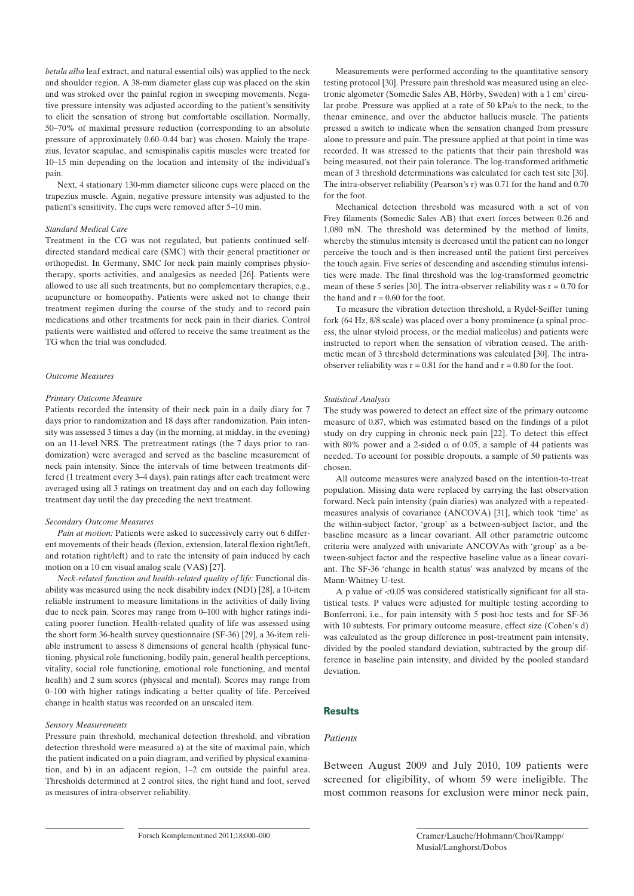*betula alba* leaf extract, and natural essential oils) was applied to the neck and shoulder region. A 38-mm diameter glass cup was placed on the skin and was stroked over the painful region in sweeping movements. Negative pressure intensity was adjusted according to the patient's sensitivity to elicit the sensation of strong but comfortable oscillation. Normally, 50–70% of maximal pressure reduction (corresponding to an absolute pressure of approximately 0.60–0.44 bar) was chosen. Mainly the trapezius, levator scapulae, and semispinalis capitis muscles were treated for 10–15 min depending on the location and intensity of the individual's pain.

Next, 4 stationary 130-mm diameter silicone cups were placed on the trapezius muscle. Again, negative pressure intensity was adjusted to the patient's sensitivity. The cups were removed after 5–10 min.

*Standard Medical Care*

Treatment in the CG was not regulated, but patients continued self-directed standard medical care (SMC) with their general practitioner or orthopedist. In Germany, SMC for neck pain mainly comprises physiotherapy, sports activities, and analgesics as needed [26]. Patients were allowed to use all such treatments, but no complementary therapies, e.g., acupuncture or homeopathy. Patients were asked not to change their treatment regimen during the course of the study and to record pain medications and other treatments for neck pain in their diaries. Control patients were waitlisted and offered to receive the same treatment as the TG when the trial was concluded.

*Outcome Measures*

*Primary Outcome Measure*

Patients recorded the intensity of their neck pain in a daily diary for 7 days prior to randomization and 18 days after randomization. Pain intensity was assessed 3 times a day (in the morning, at midday, in the evening) on an 11-level NRS. The pretreatment ratings (the 7 days prior to randomization) were averaged and served as the baseline measurement of neck pain intensity. Since the intervals of time between treatments differed (1 treatment every 3–4 days), pain ratings after each treatment were averaged using all 3 ratings on treatment day and on each day following treatment day until the day preceding the next treatment.

*Secondary Outcome Measures*

*Pain at motion:* Patients were asked to successively carry out 6 different movements of their heads (flexion, extension, lateral flexion right/left, and rotation right/left) and to rate the intensity of pain induced by each motion on a 10 cm visual analog scale (VAS) [27].

*Neck-related function and health-related quality of life:* Functional disability was measured using the neck disability index (NDI) [28], a 10-item reliable instrument to measure limitations in the activities of daily living due to neck pain. Scores may range from 0–100 with higher ratings indicating poorer function. Health-related quality of life was assessed using the short form 36-health survey questionnaire (SF-36) [29], a 36-item reliable instrument to assess 8 dimensions of general health (physical functioning, physical role functioning, bodily pain, general health perceptions, vitality, social role functioning, emotional role functioning, and mental health) and 2 sum scores (physical and mental). Scores may range from 0–100 with higher ratings indicating a better quality of life. Perceived change in health status was recorded on an unscaled item.

*Sensory Measurements*

Pressure pain threshold, mechanical detection threshold, and vibration detection threshold were measured a) at the site of maximal pain, which the patient indicated on a pain diagram, and verified by physical examination, and b) in an adjacent region, 1–2 cm outside the painful area. Thresholds determined at 2 control sites, the right hand and foot, served as measures of intra-observer reliability.

Measurements were performed according to the quantitative sensory testing protocol [30]. Pressure pain threshold was measured using an electronic algometer (Somedic Sales AB, Hörby, Sweden) with a 1 $cm^2$ circular probe. Pressure was applied at a rate of 50 kPa/s to the neck, to the thenar eminence, and over the abductor hallucis muscle. The patients pressed a switch to indicate when the sensation changed from pressure alone to pressure and pain. The pressure applied at that point in time was recorded. It was stressed to the patients that their pain threshold was being measured, not their pain tolerance. The log-transformed arithmetic mean of 3 threshold determinations was calculated for each test site [30]. The intra-observer reliability (Pearson's r) was 0.71 for the hand and 0.70 for the foot.

Mechanical detection threshold was measured with a set of von Frey filaments (Somedic Sales AB) that exert forces between 0.26 and 1,080 mN. The threshold was determined by the method of limits, whereby the stimulus intensity is decreased until the patient can no longer perceive the touch and is then increased until the patient first perceives the touch again. Five series of descending and ascending stimulus intensities were made. The final threshold was the log-transformed geometric mean of these 5 series [30]. The intra-observer reliability was $r = 0.70$ for the hand and $r = 0.60$ for the foot.

To measure the vibration detection threshold, a Rydel-Seiffer tuning fork (64 Hz, 8/8 scale) was placed over a bony prominence (a spinal process, the ulnar styloid process, or the medial malleolus) and patients were instructed to report when the sensation of vibration ceased. The arithmetic mean of 3 threshold determinations was calculated [30]. The intra-observer reliability was $r = 0.81$ for the hand and $r = 0.80$ for the foot.

*Statistical Analysis*

The study was powered to detect an effect size of the primary outcome measure of 0.87, which was estimated based on the findings of a pilot study on dry cupping in chronic neck pain [22]. To detect this effect with 80% power and a 2-sided $\alpha$ of 0.05, a sample of 44 patients was needed. To account for possible dropouts, a sample of 50 patients was chosen.

All outcome measures were analyzed based on the intention-to-treat population. Missing data were replaced by carrying the last observation forward. Neck pain intensity (pain diaries) was analyzed with a repeated-measures analysis of covariance (ANCOVA) [31], which took 'time' as the within-subject factor, 'group' as a between-subject factor, and the baseline measure as a linear covariant. All other parametric outcome criteria were analyzed with univariate ANCOVAs with 'group' as a between-subject factor and the respective baseline value as a linear covariant. The SF-36 'change in health status' was analyzed by means of the Mann-Whitney U-test.

A p value of $<0.05$ was considered statistically significant for all statistical tests. P values were adjusted for multiple testing according to Bonferroni, i.e., for pain intensity with 5 post-hoc tests and for SF-36 with 10 subtests. For primary outcome measure, effect size (Cohen's d) was calculated as the group difference in post-treatment pain intensity, divided by the pooled standard deviation, subtracted by the group difference in baseline pain intensity, and divided by the pooled standard deviation.

## Results

*Patients*

Between August 2009 and July 2010, 109 patients were screened for eligibility, of whom 59 were ineligible. The most common reasons for exclusion were minor neck pain,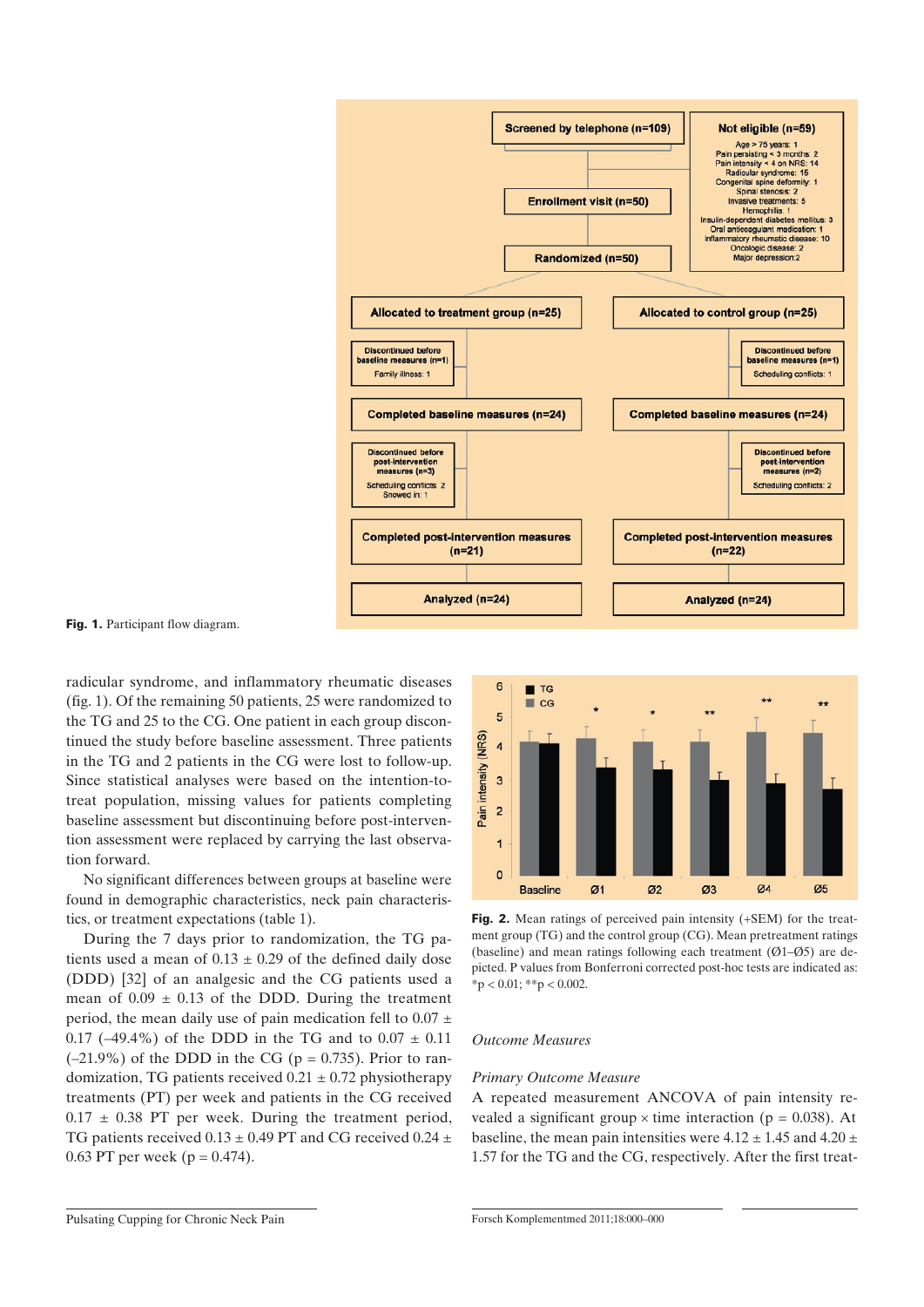**Fig. 1.** Participant flow diagram.

radicular syndrome, and inflammatory rheumatic diseases (fig. 1). Of the remaining 50 patients, 25 were randomized to the TG and 25 to the CG. One patient in each group discontinued the study before baseline assessment. Three patients in the TG and 2 patients in the CG were lost to follow-up. Since statistical analyses were based on the intention-to-treat population, missing values for patients completing baseline assessment but discontinuing before post-intervention assessment were replaced by carrying the last observation forward.

No significant differences between groups at baseline were found in demographic characteristics, neck pain characteristics, or treatment expectations (table 1).

During the 7 days prior to randomization, the TG patients used a mean of 0.13 ± 0.29 of the defined daily dose (DDD) [32] of an analgesic and the CG patients used a mean of 0.09 ± 0.13 of the DDD. During the treatment period, the mean daily use of pain medication fell to 0.07 ± 0.17 (–49.4%) of the DDD in the TG and to 0.07 ± 0.11 (–21.9%) of the DDD in the CG ($p = 0.735$). Prior to randomization, TG patients received 0.21 ± 0.72 physiotherapy treatments (PT) per week and patients in the CG received 0.17 ± 0.38 PT per week. During the treatment period, TG patients received 0.13 ± 0.49 PT and CG received 0.24 ± 0.63 PT per week ($p = 0.474$).

**Fig. 2.** Mean ratings of perceived pain intensity (+SEM) for the treatment group (TG) and the control group (CG). Mean pretreatment ratings (baseline) and mean ratings following each treatment (Ø1–Ø5) are depicted. P values from Bonferroni corrected post-hoc tests are indicated as: *p < 0.01; **p < 0.002.

### Outcome Measures

#### Primary Outcome Measure

A repeated measurement ANCOVA of pain intensity revealed a significant group × time interaction ($p = 0.038$). At baseline, the mean pain intensities were 4.12 ± 1.45 and 4.20 ± 1.57 for the TG and the CG, respectively. After the first treat-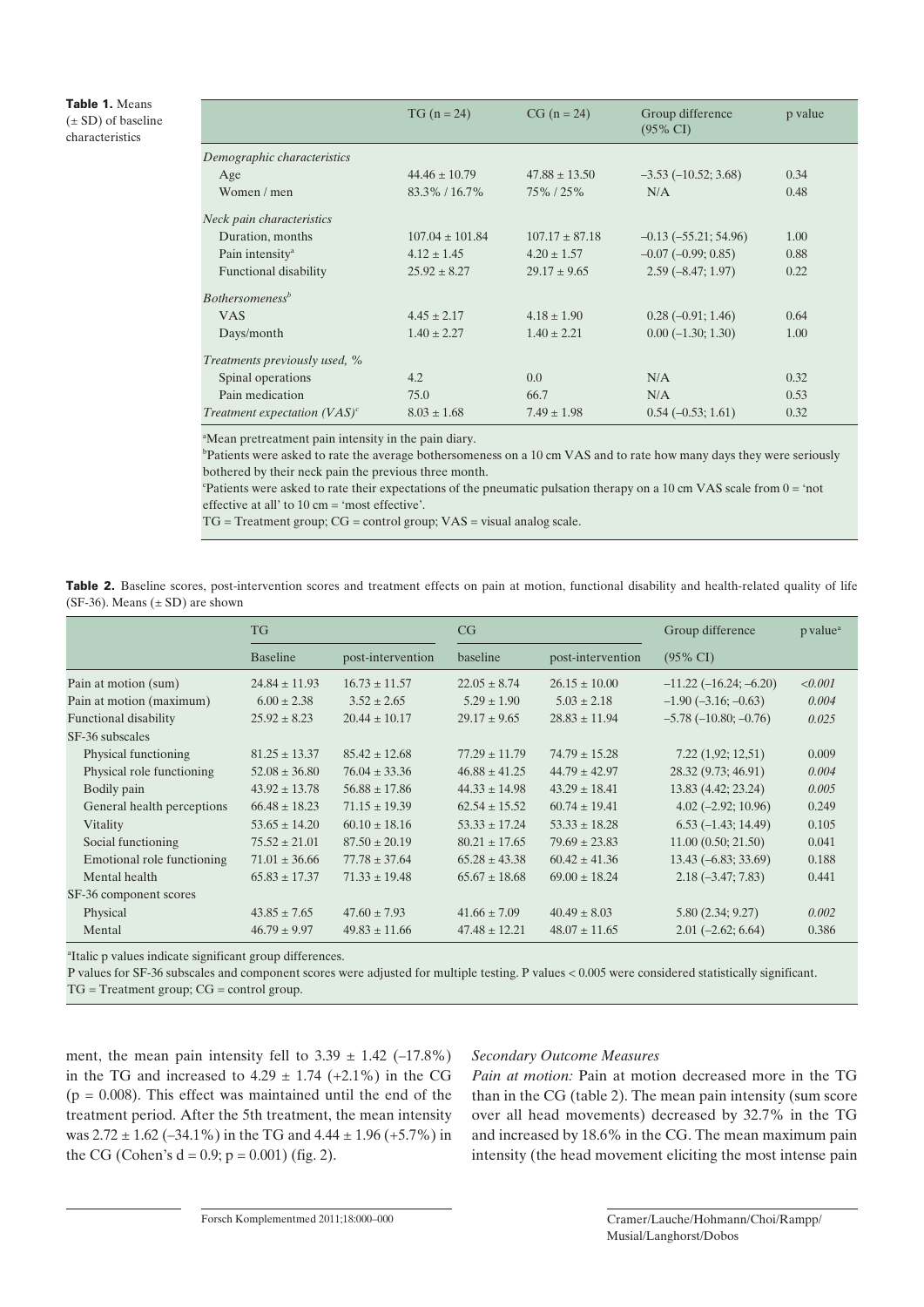**Table 1.** Means (± SD) of baseline characteristics

| | TG (n = 24) | CG (n = 24) | Group difference (95% CI) | p value |
|---|---|---|---|---|
| *Demographic characteristics* | | | | |
| Age | 44.46 ± 10.79 | 47.88 ± 13.50 | –3.53 (–10.52; 3.68) | 0.34 |
| Women / men | 83.3% / 16.7% | 75% / 25% | N/A | 0.48 |
| *Neck pain characteristics* | | | | |
| Duration, months | 107.04 ± 101.84 | 107.17 ± 87.18 | –0.13 (–55.21; 54.96) | 1.00 |
| Pain intensity[a] | 4.12 ± 1.45 | 4.20 ± 1.57 | –0.07 (–0.99; 0.85) | 0.88 |
| Functional disability | 25.92 ± 8.27 | 29.17 ± 9.65 | 2.59 (–8.47; 1.97) | 0.22 |
| *Bothersomeness[b]* | | | | |
| VAS | 4.45 ± 2.17 | 4.18 ± 1.90 | 0.28 (–0.91; 1.46) | 0.64 |
| Days/month | 1.40 ± 2.27 | 1.40 ± 2.21 | 0.00 (–1.30; 1.30) | 1.00 |
| *Treatments previously used, %* | | | | |
| Spinal operations | 4.2 | 0.0 | N/A | 0.32 |
| Pain medication | 75.0 | 66.7 | N/A | 0.53 |
| *Treatment expectation (VAS)[c]* | 8.03 ± 1.68 | 7.49 ± 1.98 | 0.54 (–0.53; 1.61) | 0.32 |

[a]Mean pretreatment pain intensity in the pain diary.
[b]Patients were asked to rate the average bothersomeness on a 10 cm VAS and to rate how many days they were seriously bothered by their neck pain the previous three month.
[c]Patients were asked to rate their expectations of the pneumatic pulsation therapy on a 10 cm VAS scale from 0 = 'not effective at all' to 10 cm = 'most effective'.
TG = Treatment group; CG = control group; VAS = visual analog scale.

**Table 2.** Baseline scores, post-intervention scores and treatment effects on pain at motion, functional disability and health-related quality of life (SF-36). Means (± SD) are shown

| | TG | | CG | | Group difference | p value[a] |
|---|---|---|---|---|---|---|
| | Baseline | post-intervention | baseline | post-intervention | (95% CI) | |
| Pain at motion (sum) | 24.84 ± 11.93 | 16.73 ± 11.57 | 22.05 ± 8.74 | 26.15 ± 10.00 | –11.22 (–16.24; –6.20) | *<0.001* |
| Pain at motion (maximum) | 6.00 ± 2.38 | 3.52 ± 2.65 | 5.29 ± 1.90 | 5.03 ± 2.18 | –1.90 (–3.16; –0.63) | *0.004* |
| Functional disability | 25.92 ± 8.23 | 20.44 ± 10.17 | 29.17 ± 9.65 | 28.83 ± 11.94 | –5.78 (–10.80; –0.76) | *0.025* |
| SF-36 subscales | | | | | | |
| Physical functioning | 81.25 ± 13.37 | 85.42 ± 12.68 | 77.29 ± 11.79 | 74.79 ± 15.28 | 7.22 (1,92; 12,51) | 0.009 |
| Physical role functioning | 52.08 ± 36.80 | 76.04 ± 33.36 | 46.88 ± 41.25 | 44.79 ± 42.97 | 28.32 (9.73; 46.91) | *0.004* |
| Bodily pain | 43.92 ± 13.78 | 56.88 ± 17.86 | 44.33 ± 14.98 | 43.29 ± 18.41 | 13.83 (4.42; 23.24) | *0.005* |
| General health perceptions | 66.48 ± 18.23 | 71.15 ± 19.39 | 62.54 ± 15.52 | 60.74 ± 19.41 | 4.02 (–2.92; 10.96) | 0.249 |
| Vitality | 53.65 ± 14.20 | 60.10 ± 18.16 | 53.33 ± 17.24 | 53.33 ± 18.28 | 6.53 (–1.43; 14.49) | 0.105 |
| Social functioning | 75.52 ± 21.01 | 87.50 ± 20.19 | 80.21 ± 17.65 | 79.69 ± 23.83 | 11.00 (0.50; 21.50) | 0.041 |
| Emotional role functioning | 71.01 ± 36.66 | 77.78 ± 37.64 | 65.28 ± 43.38 | 60.42 ± 41.36 | 13.43 (–6.83; 33.69) | 0.188 |
| Mental health | 65.83 ± 17.37 | 71.33 ± 19.48 | 65.67 ± 18.68 | 69.00 ± 18.24 | 2.18 (–3.47; 7.83) | 0.441 |
| SF-36 component scores | | | | | | |
| Physical | 43.85 ± 7.65 | 47.60 ± 7.93 | 41.66 ± 7.09 | 40.49 ± 8.03 | 5.80 (2.34; 9.27) | *0.002* |
| Mental | 46.79 ± 9.97 | 49.83 ± 11.66 | 47.48 ± 12.21 | 48.07 ± 11.65 | 2.01 (–2.62; 6.64) | 0.386 |

[a]Italic p values indicate significant group differences.
P values for SF-36 subscales and component scores were adjusted for multiple testing. P values < 0.005 were considered statistically significant.
TG = Treatment group; CG = control group.

ment, the mean pain intensity fell to 3.39 ± 1.42 (–17.8%) in the TG and increased to 4.29 ± 1.74 (+2.1%) in the CG ($p = 0.008$). This effect was maintained until the end of the treatment period. After the 5th treatment, the mean intensity was 2.72 ± 1.62 (–34.1%) in the TG and 4.44 ± 1.96 (+5.7%) in the CG (Cohen's $d = 0.9$; $p = 0.001$) (fig. 2).

*Secondary Outcome Measures*

*Pain at motion:* Pain at motion decreased more in the TG than in the CG (table 2). The mean pain intensity (sum score over all head movements) decreased by 32.7% in the TG and increased by 18.6% in the CG. The mean maximum pain intensity (the head movement eliciting the most intense pain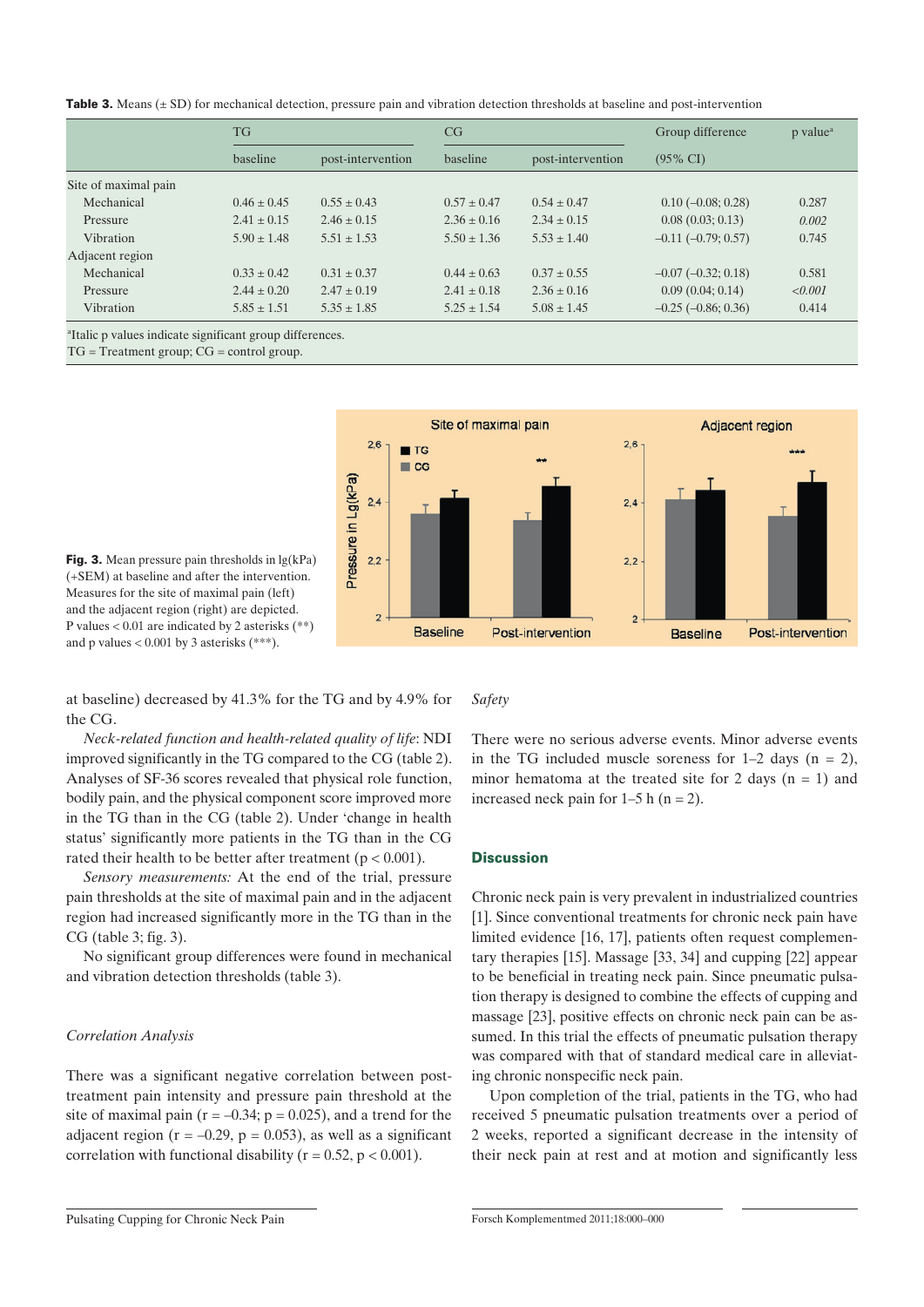**Table 3.** Means (± SD) for mechanical detection, pressure pain and vibration detection thresholds at baseline and post-intervention

| | TG | | CG | | Group difference | p value[a] |
|---|---|---|---|---|---|---|
| | baseline | post-intervention | baseline | post-intervention | (95% CI) | |
| Site of maximal pain | | | | | | |
| Mechanical | 0.46 ± 0.45 | 0.55 ± 0.43 | 0.57 ± 0.47 | 0.54 ± 0.47 | 0.10 (–0.08; 0.28) | 0.287 |
| Pressure | 2.41 ± 0.15 | 2.46 ± 0.15 | 2.36 ± 0.16 | 2.34 ± 0.15 | 0.08 (0.03; 0.13) | *0.002* |
| Vibration | 5.90 ± 1.48 | 5.51 ± 1.53 | 5.50 ± 1.36 | 5.53 ± 1.40 | –0.11 (–0.79; 0.57) | 0.745 |
| Adjacent region | | | | | | |
| Mechanical | 0.33 ± 0.42 | 0.31 ± 0.37 | 0.44 ± 0.63 | 0.37 ± 0.55 | –0.07 (–0.32; 0.18) | 0.581 |
| Pressure | 2.44 ± 0.20 | 2.47 ± 0.19 | 2.41 ± 0.18 | 2.36 ± 0.16 | 0.09 (0.04; 0.14) | *<0.001* |
| Vibration | 5.85 ± 1.51 | 5.35 ± 1.85 | 5.25 ± 1.54 | 5.08 ± 1.45 | –0.25 (–0.86; 0.36) | 0.414 |

[a]Italic p values indicate significant group differences.
TG = Treatment group; CG = control group.

**Fig. 3.** Mean pressure pain thresholds in lg(kPa) (+SEM) at baseline and after the intervention. Measures for the site of maximal pain (left) and the adjacent region (right) are depicted. P values < 0.01 are indicated by 2 asterisks (**) and p values < 0.001 by 3 asterisks (***).

at baseline) decreased by 41.3% for the TG and by 4.9% for the CG.

*Neck-related function and health-related quality of life*: NDI improved significantly in the TG compared to the CG (table 2). Analyses of SF-36 scores revealed that physical role function, bodily pain, and the physical component score improved more in the TG than in the CG (table 2). Under 'change in health status' significantly more patients in the TG than in the CG rated their health to be better after treatment ($p < 0.001$).

*Sensory measurements:* At the end of the trial, pressure pain thresholds at the site of maximal pain and in the adjacent region had increased significantly more in the TG than in the CG (table 3; fig. 3).

No significant group differences were found in mechanical and vibration detection thresholds (table 3).

### Correlation Analysis

There was a significant negative correlation between post-treatment pain intensity and pressure pain threshold at the site of maximal pain ($r = –0.34$; $p = 0.025$), and a trend for the adjacent region ($r = –0.29$, $p = 0.053$), as well as a significant correlation with functional disability ($r = 0.52$, $p < 0.001$).

### Safety

There were no serious adverse events. Minor adverse events in the TG included muscle soreness for 1–2 days ($n = 2$), minor hematoma at the treated site for 2 days ($n = 1$) and increased neck pain for 1–5 h ($n = 2$).

## Discussion

Chronic neck pain is very prevalent in industrialized countries [1]. Since conventional treatments for chronic neck pain have limited evidence [16, 17], patients often request complementary therapies [15]. Massage [33, 34] and cupping [22] appear to be beneficial in treating neck pain. Since pneumatic pulsation therapy is designed to combine the effects of cupping and massage [23], positive effects on chronic neck pain can be assumed. In this trial the effects of pneumatic pulsation therapy was compared with that of standard medical care in alleviating chronic nonspecific neck pain.

Upon completion of the trial, patients in the TG, who had received 5 pneumatic pulsation treatments over a period of 2 weeks, reported a significant decrease in the intensity of their neck pain at rest and at motion and significantly less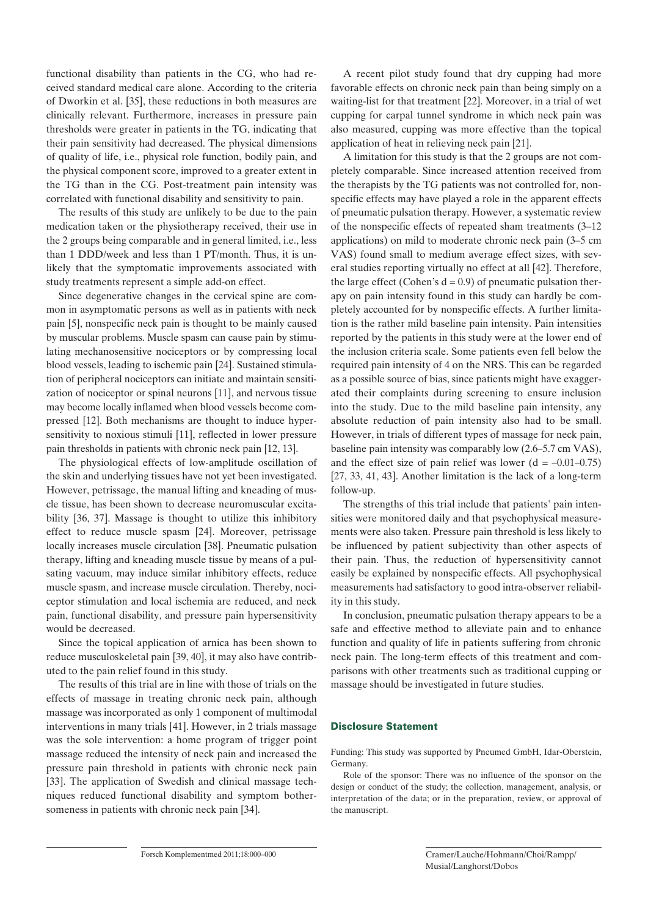functional disability than patients in the CG, who had received standard medical care alone. According to the criteria of Dworkin et al. [35], these reductions in both measures are clinically relevant. Furthermore, increases in pressure pain thresholds were greater in patients in the TG, indicating that their pain sensitivity had decreased. The physical dimensions of quality of life, i.e., physical role function, bodily pain, and the physical component score, improved to a greater extent in the TG than in the CG. Post-treatment pain intensity was correlated with functional disability and sensitivity to pain.

The results of this study are unlikely to be due to the pain medication taken or the physiotherapy received, their use in the 2 groups being comparable and in general limited, i.e., less than 1 DDD/week and less than 1 PT/month. Thus, it is unlikely that the symptomatic improvements associated with study treatments represent a simple add-on effect.

Since degenerative changes in the cervical spine are common in asymptomatic persons as well as in patients with neck pain [5], nonspecific neck pain is thought to be mainly caused by muscular problems. Muscle spasm can cause pain by stimulating mechanosensitive nociceptors or by compressing local blood vessels, leading to ischemic pain [24]. Sustained stimulation of peripheral nociceptors can initiate and maintain sensitization of nociceptor or spinal neurons [11], and nervous tissue may become locally inflamed when blood vessels become compressed [12]. Both mechanisms are thought to induce hypersensitivity to noxious stimuli [11], reflected in lower pressure pain thresholds in patients with chronic neck pain [12, 13].

The physiological effects of low-amplitude oscillation of the skin and underlying tissues have not yet been investigated. However, petrissage, the manual lifting and kneading of muscle tissue, has been shown to decrease neuromuscular excitability [36, 37]. Massage is thought to utilize this inhibitory effect to reduce muscle spasm [24]. Moreover, petrissage locally increases muscle circulation [38]. Pneumatic pulsation therapy, lifting and kneading muscle tissue by means of a pulsating vacuum, may induce similar inhibitory effects, reduce muscle spasm, and increase muscle circulation. Thereby, nociceptor stimulation and local ischemia are reduced, and neck pain, functional disability, and pressure pain hypersensitivity would be decreased.

Since the topical application of arnica has been shown to reduce musculoskeletal pain [39, 40], it may also have contributed to the pain relief found in this study.

The results of this trial are in line with those of trials on the effects of massage in treating chronic neck pain, although massage was incorporated as only 1 component of multimodal interventions in many trials [41]. However, in 2 trials massage was the sole intervention: a home program of trigger point massage reduced the intensity of neck pain and increased the pressure pain threshold in patients with chronic neck pain [33]. The application of Swedish and clinical massage techniques reduced functional disability and symptom bothersomeness in patients with chronic neck pain [34].

A recent pilot study found that dry cupping had more favorable effects on chronic neck pain than being simply on a waiting-list for that treatment [22]. Moreover, in a trial of wet cupping for carpal tunnel syndrome in which neck pain was also measured, cupping was more effective than the topical application of heat in relieving neck pain [21].

A limitation for this study is that the 2 groups are not completely comparable. Since increased attention received from the therapists by the TG patients was not controlled for, nonspecific effects may have played a role in the apparent effects of pneumatic pulsation therapy. However, a systematic review of the nonspecific effects of repeated sham treatments (3–12 applications) on mild to moderate chronic neck pain (3–5 cm VAS) found small to medium average effect sizes, with several studies reporting virtually no effect at all [42]. Therefore, the large effect (Cohen's $d = 0.9$) of pneumatic pulsation therapy on pain intensity found in this study can hardly be completely accounted for by nonspecific effects. A further limitation is the rather mild baseline pain intensity. Pain intensities reported by the patients in this study were at the lower end of the inclusion criteria scale. Some patients even fell below the required pain intensity of 4 on the NRS. This can be regarded as a possible source of bias, since patients might have exaggerated their complaints during screening to ensure inclusion into the study. Due to the mild baseline pain intensity, any absolute reduction of pain intensity also had to be small. However, in trials of different types of massage for neck pain, baseline pain intensity was comparably low (2.6–5.7 cm VAS), and the effect size of pain relief was lower ($d = -0.01$–$0.75$) [27, 33, 41, 43]. Another limitation is the lack of a long-term follow-up.

The strengths of this trial include that patients' pain intensities were monitored daily and that psychophysical measurements were also taken. Pressure pain threshold is less likely to be influenced by patient subjectivity than other aspects of their pain. Thus, the reduction of hypersensitivity cannot easily be explained by nonspecific effects. All psychophysical measurements had satisfactory to good intra-observer reliability in this study.

In conclusion, pneumatic pulsation therapy appears to be a safe and effective method to alleviate pain and to enhance function and quality of life in patients suffering from chronic neck pain. The long-term effects of this treatment and comparisons with other treatments such as traditional cupping or massage should be investigated in future studies.

## Disclosure Statement

Funding: This study was supported by Pneumed GmbH, Idar-Oberstein, Germany.

Role of the sponsor: There was no influence of the sponsor on the design or conduct of the study; the collection, management, analysis, or interpretation of the data; or in the preparation, review, or approval of the manuscript.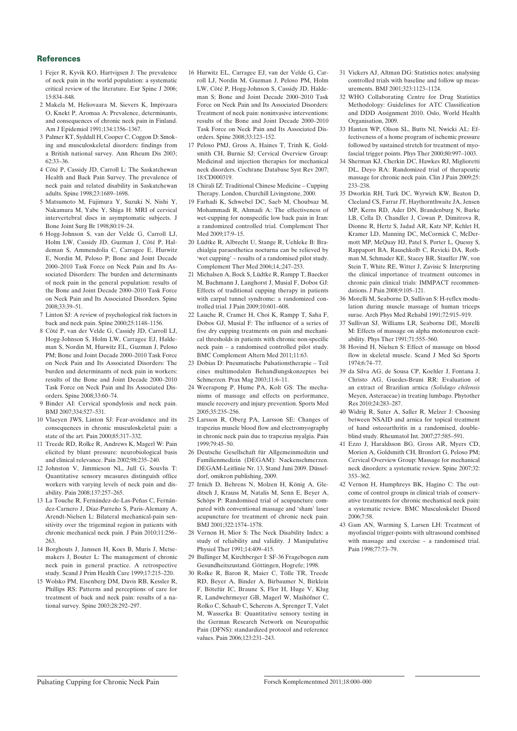## References

1 Fejer R, Kyvik KO, Hartvigsen J: The prevalence of neck pain in the world population: a systematic critical review of the literature. Eur Spine J 2006; 15:834–848.

2 Makela M, Heliovaara M, Sievers K, Impivaara O, Knekt P, Aromaa A: Prevalence, determinants, and consequences of chronic neck pain in Finland. Am J Epidemiol 1991;134:1356–1367.

3 Palmer KT, Syddall H, Cooper C, Coggon D: Smoking and musculoskeletal disorders: findings from a British national survey. Ann Rheum Dis 2003; 62:33–36.

4 Côté P, Cassidy JD, Carroll L: The Saskatchewan Health and Back Pain Survey. The prevalence of neck pain and related disability in Saskatchewan adults. Spine 1998;23:1689–1698.

5 Matsumoto M, Fujimura Y, Suzuki N, Nishi Y, Nakamura M, Yabe Y, Shiga H: MRI of cervical intervertebral discs in asymptomatic subjects. J Bone Joint Surg Br 1998;80:19–24.

6 Hogg-Johnson S, van der Velde G, Carroll LJ, Holm LW, Cassidy JD, Guzman J, Côté P, Haldeman S, Ammendolia C, Carragee E, Hurwitz E, Nordin M, Peloso P; Bone and Joint Decade 2000–2010 Task Force on Neck Pain and Its Associated Disorders: The burden and determinants of neck pain in the general population: results of the Bone and Joint Decade 2000–2010 Task Force on Neck Pain and Its Associated Disorders. Spine 2008;33:39–51.

7 Linton SJ: A review of psychological risk factors in back and neck pain. Spine 2000;25:1148–1156.

8 Côté P, van der Velde G, Cassidy JD, Carroll LJ, Hogg-Johnson S, Holm LW, Carragee EJ, Haldeman S, Nordin M, Hurwitz EL, Guzman J, Peloso PM; Bone and Joint Decade 2000–2010 Task Force on Neck Pain and Its Associated Disorders: The burden and determinants of neck pain in workers: results of the Bone and Joint Decade 2000–2010 Task Force on Neck Pain and Its Associated Disorders. Spine 2008;33:60–74.

9 Binder AI: Cervical spondylosis and neck pain. BMJ 2007;334:527–531.

10 Vlaeyen JWS, Linton SJ: Fear-avoidance and its consequences in chronic musculoskeletal pain: a state of the art. Pain 2000;85:317–332.

11 Treede RD, Rolke R, Andrews K, Magerl W: Pain elicited by blunt pressure: neurobiological basis and clinical relevance. Pain 2002;98:235–240.

12 Johnston V, Jimmieson NL, Jull G, Souvlis T: Quantitative sensory measures distinguish office workers with varying levels of neck pain and disability. Pain 2008;137:257–265.

13 La Touche R, Fernández-de-Las-Peñas C, Fernández-Carnero J, Díaz-Parreño S, Paris-Alemany A, Arendt-Nielsen L: Bilateral mechanical-pain sensitivity over the trigeminal region in patients with chronic mechanical neck pain. J Pain 2010;11:256–263.

14 Borghouts J, Janssen H, Koes B, Muris J, Metsemakers J, Bouter L: The management of chronic neck pain in general practice. A retrospective study. Scand J Prim Health Care 1999;17:215–220.

15 Wolsko PM, Eisenberg DM, Davis RB, Kessler R, Phillips RS: Patterns and perceptions of care for treatment of back and neck pain: results of a national survey. Spine 2003;28:292–297.

16 Hurwitz EL, Carragee EJ, van der Velde G, Carroll LJ, Nordin M, Guzman J, Peloso PM, Holm LW, Côté P, Hogg-Johnson S, Cassidy JD, Haldeman S; Bone and Joint Decade 2000–2010 Task Force on Neck Pain and Its Associated Disorders: Treatment of neck pain: noninvasive interventions: results of the Bone and Joint Decade 2000–2010 Task Force on Neck Pain and Its Associated Disorders. Spine 2008;33:123–152.

17 Peloso PMJ, Gross A, Haines T, Trinh K, Goldsmith CH, Burnie SJ; Cervical Overview Group: Medicinal and injection therapies for mechanical neck disorders. Cochrane Database Syst Rev 2007; 18:CD000319.

18 Chirali IZ: Traditional Chinese Medicine – Cupping Therapy. London, Churchill Livingstone, 2000.

19 Farhadi K, Schwebel DC, Saeb M, Choubsaz M, Mohammadi R, Ahmadi A: The effectiveness of wet-cupping for nonspecific low back pain in Iran: a randomized controlled trial. Complement Ther Med 2009;17:9–15.

20 Lüdtke R, Albrecht U, Stange R, Uehleke B: Brachialgia paraesthetica nocturna can be relieved by 'wet cupping' – results of a randomised pilot study. Complement Ther Med 2006;14,:247–253.

21 Michalsen A, Bock S, Lüdtke R, Rampp T, Baecker M, Bachmann J, Langhorst J, Musial F, Dobos GJ: Effects of traditional cupping therapy in patients with carpal tunnel syndrome: a randomized controlled trial. J Pain 2009;10:601–608.

22 Lauche R, Cramer H, Choi K, Rampp T, Saha F, Dobos GJ, Musial F: The influence of a series of five dry cupping treatments on pain and mechanical thresholds in patients with chronic non-specific neck pain – a randomised controlled pilot study. BMC Complement Altern Med 2011;11:63.

23 Dobias D: Pneumatische Pulsationstherapie – Teil eines multimodalen Behandlungskonzeptes bei Schmerzen. Prax Mag 2003;11:6–11.

24 Weerapong P, Hume PA, Kolt GS: The mechanisms of massage and effects on performance, muscle recovery and injury prevention. Sports Med 2005;35:235–256.

25 Larsson R, Oberg PA, Larsson SE: Changes of trapezius muscle blood flow and electromyography in chronic neck pain due to trapezius myalgia. Pain 1999;79:45–50.

26 Deutsche Gesellschaft für Allgemeinmedizin und Familienmedizin (DEGAM): Nackenschmerzen. DEGAM-Leitlinie Nr. 13, Stand Juni 2009. Düsseldorf, omikron publishing, 2009.

27 Irnich D, Behrens N, Molzen H, König A, Gleditsch J, Krauss M, Natalis M, Senn E, Beyer A, Schöps P: Randomised trial of acupuncture compared with conventional massage and 'sham' laser acupuncture for treatment of chronic neck pain. BMJ 2001;322:1574–1578.

28 Vernon H, Mior S: The Neck Disability Index: a study of reliability and validity. J Manipulative Physiol Ther 1991;14:409–415.

29 Bullinger M, Kirchberger I: SF-36 Fragebogen zum Gesundheitszustand. Göttingen, Hogrefe; 1998.

30 Rolke R, Baron R, Maier C, Tölle TR, Treede RD, Beyer A, Binder A, Birbaumer N, Birklein F, Bötefür IC, Braune S, Flor H, Huge V, Klug R, Landwehrmeyer GB, Magerl W, Maihöfner C, Rolko C, Schaub C, Scherens A, Sprenger T, Valet M, Wasserka B: Quantitative sensory testing in the German Research Network on Neuropathic Pain (DFNS): standardized protocol and reference values. Pain 2006;123:231–243.

31 Vickers AJ, Altman DG: Statistics notes: analysing controlled trials with baseline and follow up measurements. BMJ 2001;323:1123–1124.

32 WHO Collaborating Centre for Drug Statistics Methodology: Guidelines for ATC Classification and DDD Assignment 2010. Oslo, World Health Organisation, 2009.

33 Hanten WP, Olson SL, Butts NI, Nwicki AL: Effectiveness of a home program of ischemic pressure followed by sustained stretch for treatment of myofascial trigger points. Phys Ther 2000;80:997–1003.

34 Sherman KJ, Cherkin DC, Hawkes RJ, Miglioretti DL, Deyo RA: Randomized trial of therapeutic massage for chronic neck pain. Clin J Pain 2009;25: 233–238.

35 Dworkin RH, Turk DC, Wyrwich KW, Beaton D, Cleeland CS, Farrar JT, Haythornthwaite JA, Jensen MP, Kerns RD, Ader DN, Brandenburg N, Burke LB, Cella D, Chandler J, Cowan P, Dimitrova R, Dionne R, Hertz S, Jadad AR, Katz NP, Kehlet H, Kramer LD, Manning DC, McCormick C, McDermott MP, McQuay HJ, Patel S, Porter L, Quessy S, Rappaport BA, Rauschkolb C, Revicki DA, Rothman M, Schmader KE, Stacey BR, Stauffer JW, von Stein T, White RE, Witter J, Zavisic S: Interpreting the clinical importance of treatment outcomes in chronic pain clinical trials: IMMPACT recommendations. J Pain 2008;9:105–121.

36 Morelli M, Seaborne D, Sullivan S: H-reflex modulation during muscle massage of human triceps surae. Arch Phys Med Rehabil 1991;72:915–919.

37 Sullivan SJ, Williams LR, Seaborne DE, Morelli M: Effects of massage on alpha motoneuron excitability. Phys Ther 1991;71:555–560.

38 Hovind H, Nielsen S: Effect of massage on blood flow in skeletal muscle. Scand J Med Sci Sports 1974;6:74–77.

39 da Silva AG, de Sousa CP, Koehler J, Fontana J, Christo AG, Guedes-Bruni RR: Evaluation of an extract of Brazilian arnica *(Solidago chilensis* Meyen, Asteraceae) in treating lumbago. Phytother Res 2010;24:283–287.

40 Widrig R, Suter A, Saller R, Melzer J: Choosing between NSAID and arnica for topical treatment of hand osteoarthritis in a randomised, double-blind study. Rheumatol Int. 2007;27:585–591.

41 Ezzo J, Haraldsson BG, Gross AR, Myers CD, Morien A, Goldsmith CH, Bronfort G, Peloso PM; Cervical Overview Group: Massage for mechanical neck disorders: a systematic review. Spine 2007;32: 353–362.

42 Vernon H, Humphreys BK, Hagino C: The outcome of control groups in clinical trials of conservative treatments for chronic mechanical neck pain: a systematic review. BMC Musculoskelet Disord 2006;7:58.

43 Gam AN, Warming S, Larsen LH: Treatment of myofascial trigger-points with ultrasound combined with massage and exercise – a randomised trial. Pain 1998;77:73–79.